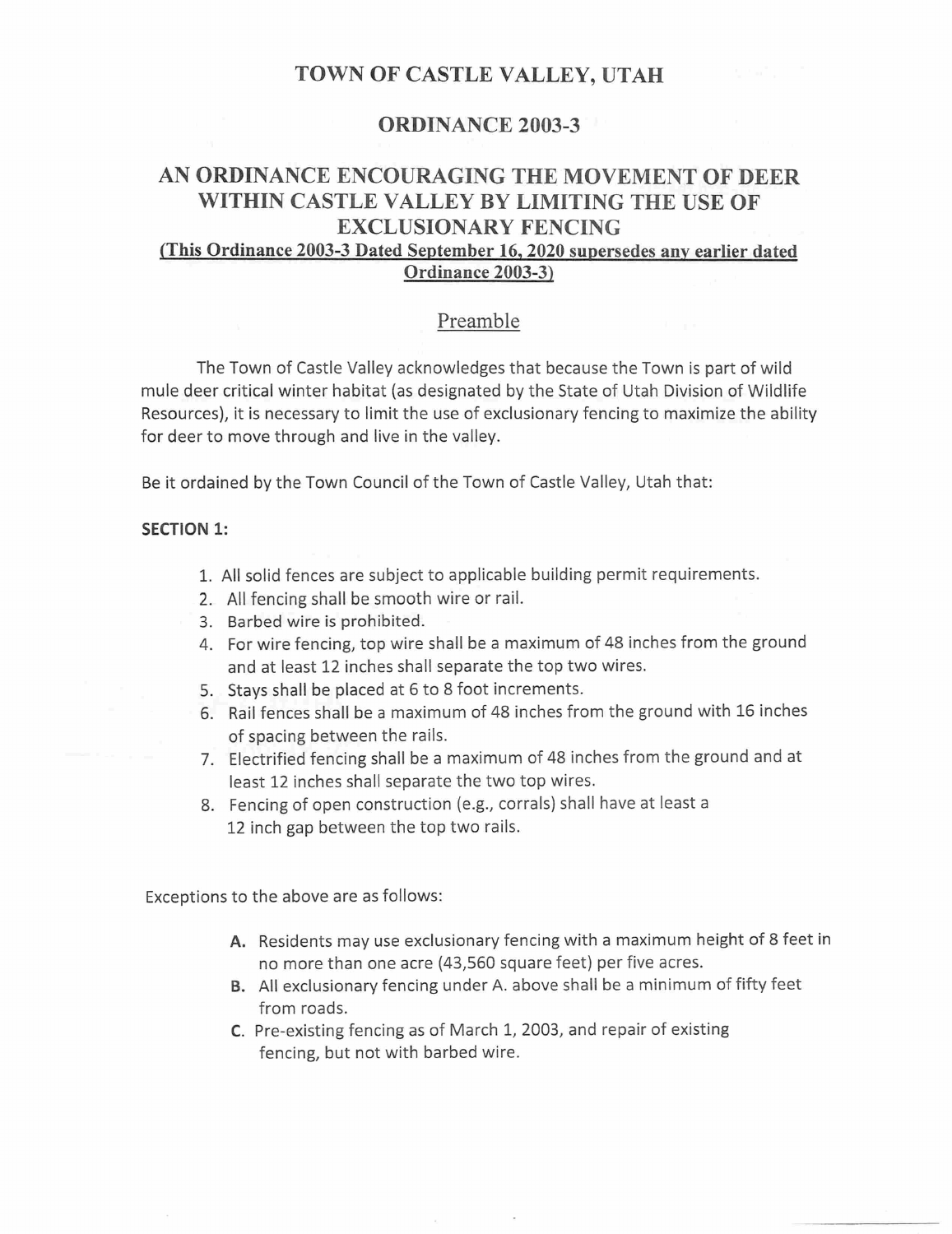# TOWN OF CASTLE VALLEY, UTAH

## ORDINANCE 2003-3

## AN ORDINANCE ENCOURAGING THE MOVEMENT OF DEER WITHIN CASTLE VALLEY BY LIMITING THE USE OF EXCLUSIONARY FENCING

**(This Ordinance 2003-3 Dated September 16, 2020 supersedes any earlier dated Ordinance 2003-3)**

### Preamble

The Town of Castle Valley acknowledges that because the Town is part of wild mule deer critical winter habitat (as designated by the State of Utah Division of Wildlife Resources), it is necessary to limit the use of exclusionary fencing to maximize the ability for deer to move through and live in the valley.

Be it ordained by the Town Council of the Town of Castle Valley, Utah that:

**SECTION 1:**

1. All solid fences are subject to applicable building permit requirements.
2. All fencing shall be smooth wire or rail.
3. Barbed wire is prohibited.
4. For wire fencing, top wire shall be a maximum of 48 inches from the ground and at least 12 inches shall separate the top two wires.
5. Stays shall be placed at 6 to 8 foot increments.
6. Rail fences shall be a maximum of 48 inches from the ground with 16 inches of spacing between the rails.
7. Electrified fencing shall be a maximum of 48 inches from the ground and at least 12 inches shall separate the two top wires.
8. Fencing of open construction (e.g., corrals) shall have at least a 12 inch gap between the top two rails.

Exceptions to the above are as follows:

- **A.** Residents may use exclusionary fencing with a maximum height of 8 feet in no more than one acre (43,560 square feet) per five acres.
- **B.** All exclusionary fencing under A. above shall be a minimum of fifty feet from roads.
- **C.** Pre-existing fencing as of March 1, 2003, and repair of existing fencing, but not with barbed wire.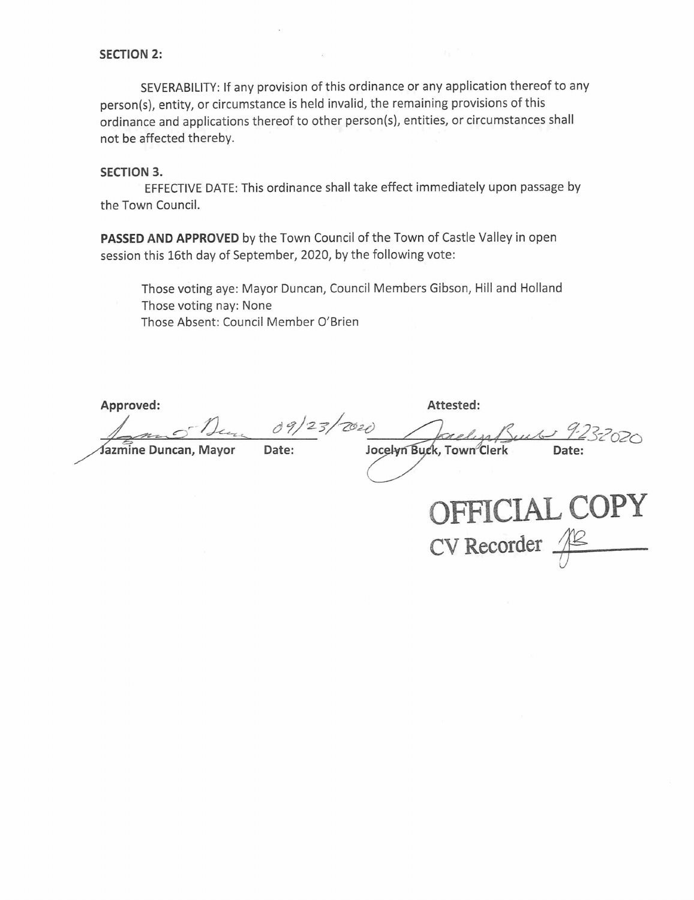**SECTION 2:**

SEVERABILITY: If any provision of this ordinance or any application thereof to any person(s), entity, or circumstance is held invalid, the remaining provisions of this ordinance and applications thereof to other person(s), entities, or circumstances shall not be affected thereby.

**SECTION 3.**

EFFECTIVE DATE: This ordinance shall take effect immediately upon passage by the Town Council.

**PASSED AND APPROVED** by the Town Council of the Town of Castle Valley in open session this 16th day of September, 2020, by the following vote:

Those voting aye: Mayor Duncan, Council Members Gibson, Hill and Holland
Those voting nay: None
Those Absent: Council Member O'Brien

**Approved:**

Jazmine Duncan, Mayor — Date: 09/23/2020

**Attested:**

Jocelyn Buck, Town Clerk — Date: 9-23-2020

OFFICIAL COPY
CV Recorder